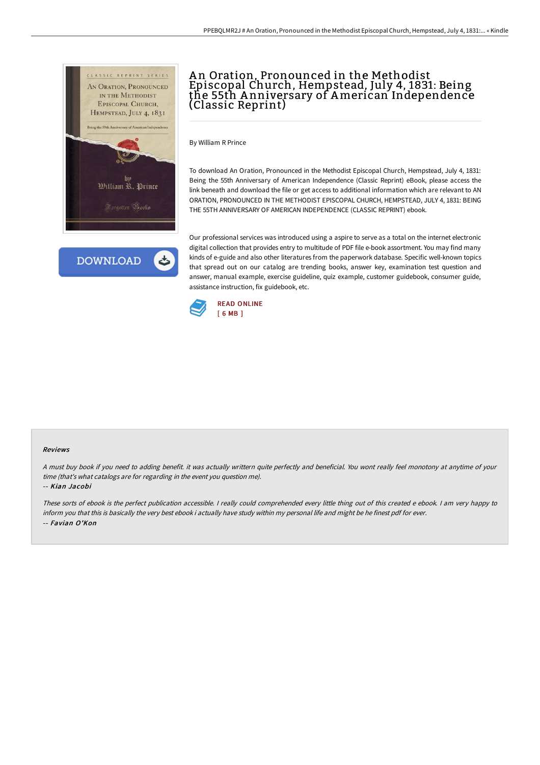# An Oration, Pronounced in the Methodist Episcopal Church, Hempstead, July 4, 1831: Being the 55th Anniversary of American Independence (Classic Reprint)

By William R Prince

To download An Oration, Pronounced in the Methodist Episcopal Church, Hempstead, July 4, 1831: Being the 55th Anniversary of American Independence (Classic Reprint) eBook, please access the link beneath and download the file or get access to additional information which are relevant to AN ORATION, PRONOUNCED IN THE METHODIST EPISCOPAL CHURCH, HEMPSTEAD, JULY 4, 1831: BEING THE 55TH ANNIVERSARY OF AMERICAN INDEPENDENCE (CLASSIC REPRINT) ebook.

Our professional services was introduced using a aspire to serve as a total on the internet electronic digital collection that provides entry to multitude of PDF file e-book assortment. You may find many kinds of e-guide and also other literatures from the paperwork database. Specific well-known topics that spread out on our catalog are trending books, answer key, examination test question and answer, manual example, exercise guideline, quiz example, customer guidebook, consumer guide, assistance instruction, fix guidebook, etc.

READ ONLINE
[ 6 MB ]

## Reviews

*A must buy book if you need to adding benefit. it was actually writtern quite perfectly and beneficial. You wont really feel monotony at anytime of your time (that's what catalogs are for regarding in the event you question me).*

-- *Kian Jacobi*

*These sorts of ebook is the perfect publication accessible. I really could comprehended every little thing out of this created e ebook. I am very happy to inform you that this is basically the very best ebook i actually have study within my personal life and might be he finest pdf for ever.*

-- *Favian O'Kon*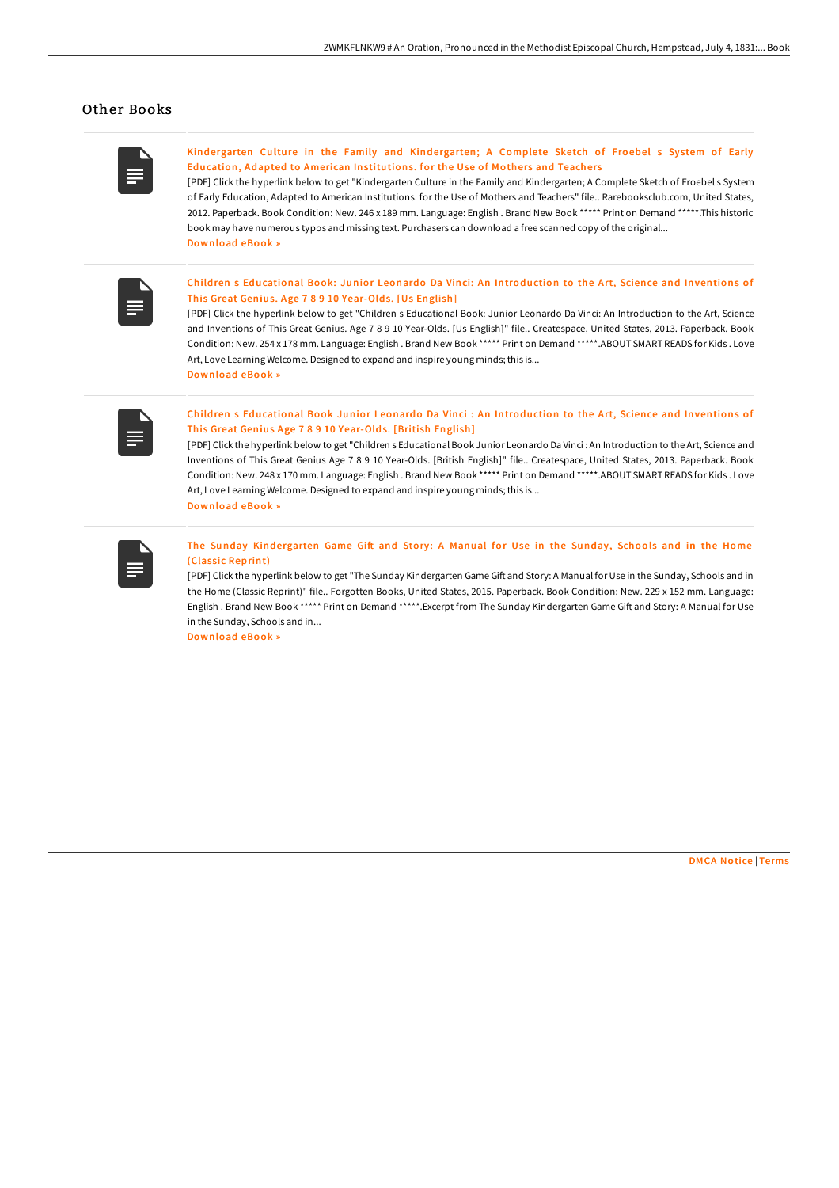## Other Books

### Kindergarten Culture in the Family and Kindergarten; A Complete Sketch of Froebel s System of Early Education, Adapted to American Institutions. for the Use of Mothers and Teachers

[PDF] Click the hyperlink below to get "Kindergarten Culture in the Family and Kindergarten; A Complete Sketch of Froebel s System of Early Education, Adapted to American Institutions. for the Use of Mothers and Teachers" file.. Rarebooksclub.com, United States, 2012. Paperback. Book Condition: New. 246 x 189 mm. Language: English . Brand New Book ***** Print on Demand *****.This historic book may have numerous typos and missing text. Purchasers can download a free scanned copy of the original...

Download eBook »

### Children s Educational Book: Junior Leonardo Da Vinci: An Introduction to the Art, Science and Inventions of This Great Genius. Age 7 8 9 10 Year-Olds. [Us English]

[PDF] Click the hyperlink below to get "Children s Educational Book: Junior Leonardo Da Vinci: An Introduction to the Art, Science and Inventions of This Great Genius. Age 7 8 9 10 Year-Olds. [Us English]" file.. Createspace, United States, 2013. Paperback. Book Condition: New. 254 x 178 mm. Language: English . Brand New Book ***** Print on Demand *****.ABOUT SMART READS for Kids . Love Art, Love Learning Welcome. Designed to expand and inspire young minds; this is...

Download eBook »

### Children s Educational Book Junior Leonardo Da Vinci : An Introduction to the Art, Science and Inventions of This Great Genius Age 7 8 9 10 Year-Olds. [British English]

[PDF] Click the hyperlink below to get "Children s Educational Book Junior Leonardo Da Vinci : An Introduction to the Art, Science and Inventions of This Great Genius Age 7 8 9 10 Year-Olds. [British English]" file.. Createspace, United States, 2013. Paperback. Book Condition: New. 248 x 170 mm. Language: English . Brand New Book ***** Print on Demand *****.ABOUT SMART READS for Kids . Love Art, Love Learning Welcome. Designed to expand and inspire young minds; this is...

Download eBook »

### The Sunday Kindergarten Game Gift and Story: A Manual for Use in the Sunday, Schools and in the Home (Classic Reprint)

[PDF] Click the hyperlink below to get "The Sunday Kindergarten Game Gift and Story: A Manual for Use in the Sunday, Schools and in the Home (Classic Reprint)" file.. Forgotten Books, United States, 2015. Paperback. Book Condition: New. 229 x 152 mm. Language: English . Brand New Book ***** Print on Demand *****.Excerpt from The Sunday Kindergarten Game Gift and Story: A Manual for Use in the Sunday, Schools and in...

Download eBook »

DMCA Notice | Terms